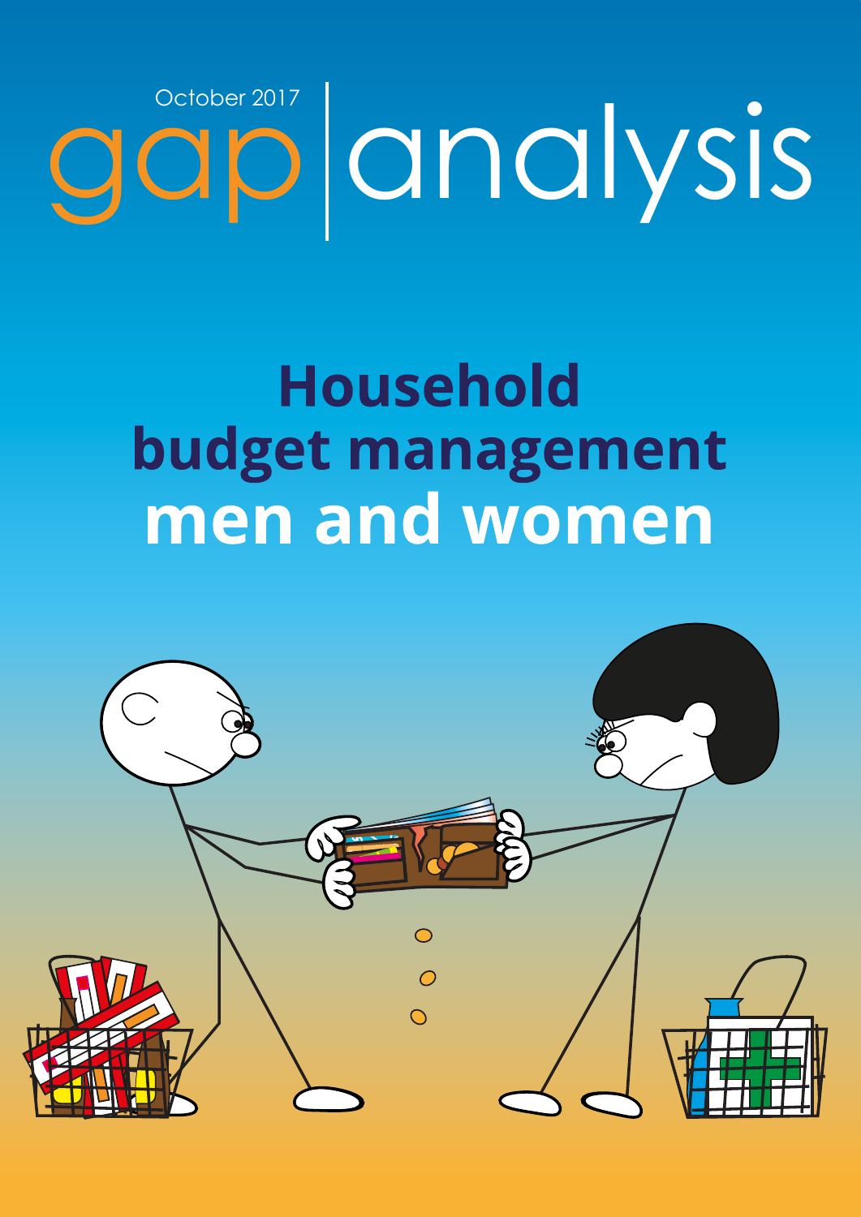October 2017

# gap | analysis

# Household budget management men and women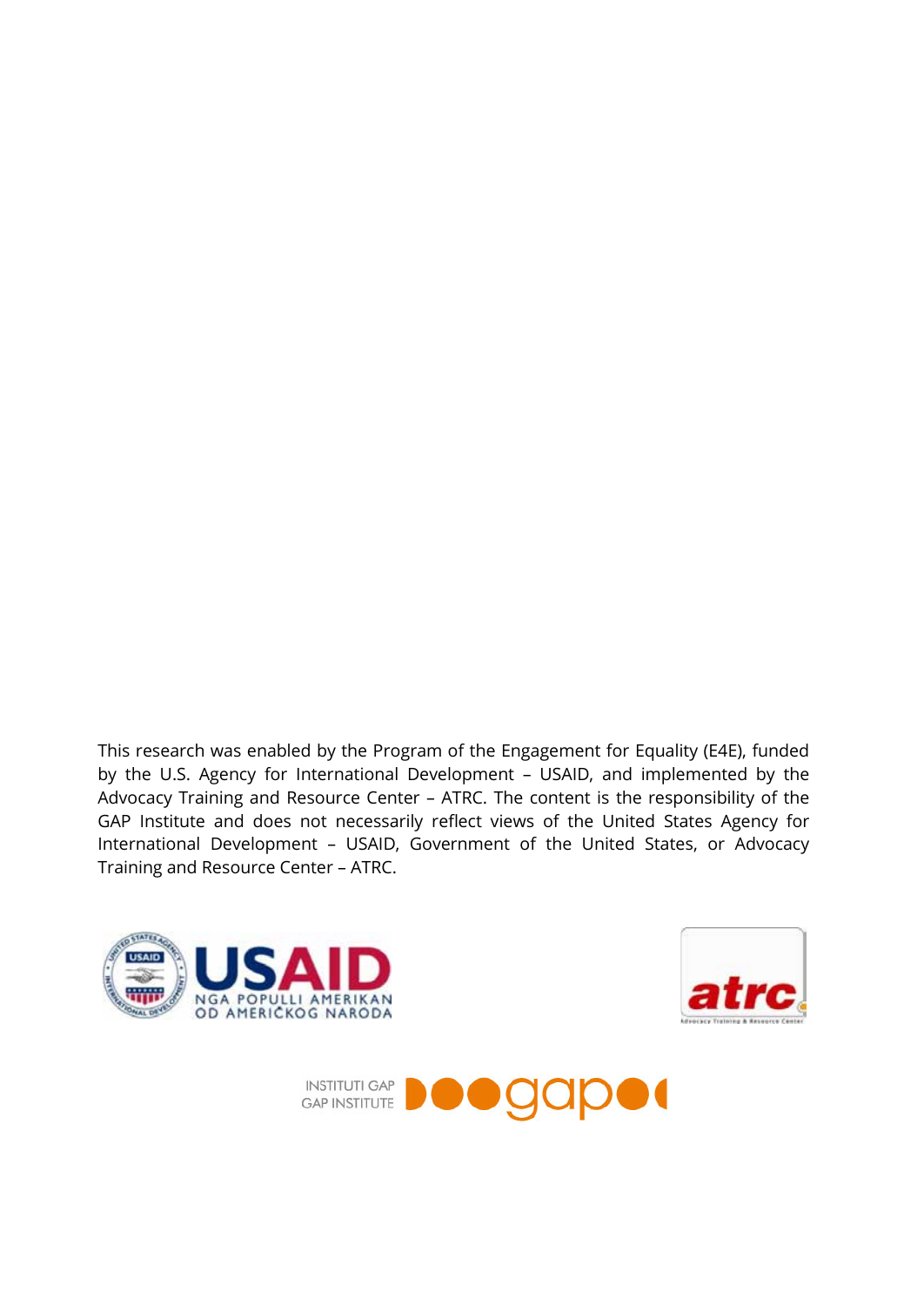This research was enabled by the Program of the Engagement for Equality (E4E), funded by the U.S. Agency for International Development – USAID, and implemented by the Advocacy Training and Resource Center – ATRC. The content is the responsibility of the GAP Institute and does not necessarily reflect views of the United States Agency for International Development – USAID, Government of the United States, or Advocacy Training and Resource Center – ATRC.

USAID
NGA POPULLI AMERIKAN
OD AMERIČKOG NARODA

atrc
Advocacy Training & Resource Center

INSTITUTI GAP
GAP INSTITUTE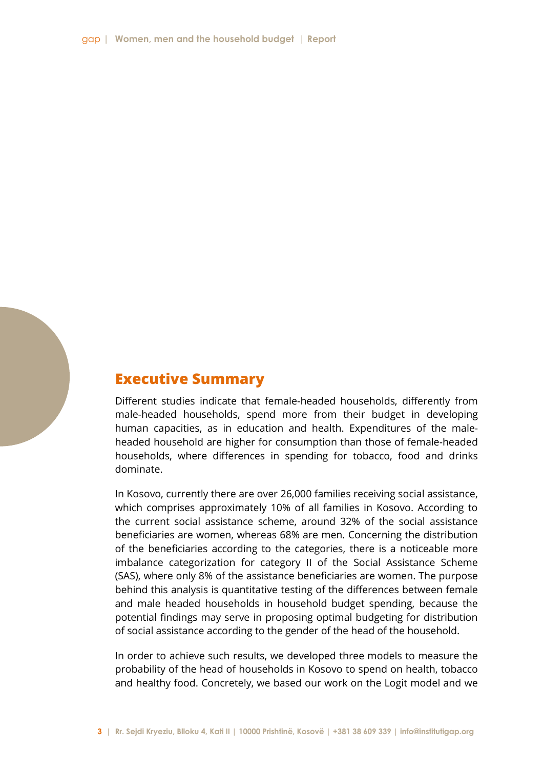## Executive Summary

Different studies indicate that female-headed households, differently from male-headed households, spend more from their budget in developing human capacities, as in education and health. Expenditures of the male-headed household are higher for consumption than those of female-headed households, where differences in spending for tobacco, food and drinks dominate.

In Kosovo, currently there are over 26,000 families receiving social assistance, which comprises approximately 10% of all families in Kosovo. According to the current social assistance scheme, around 32% of the social assistance beneficiaries are women, whereas 68% are men. Concerning the distribution of the beneficiaries according to the categories, there is a noticeable more imbalance categorization for category II of the Social Assistance Scheme (SAS), where only 8% of the assistance beneficiaries are women. The purpose behind this analysis is quantitative testing of the differences between female and male headed households in household budget spending, because the potential findings may serve in proposing optimal budgeting for distribution of social assistance according to the gender of the head of the household.

In order to achieve such results, we developed three models to measure the probability of the head of households in Kosovo to spend on health, tobacco and healthy food. Concretely, we based our work on the Logit model and we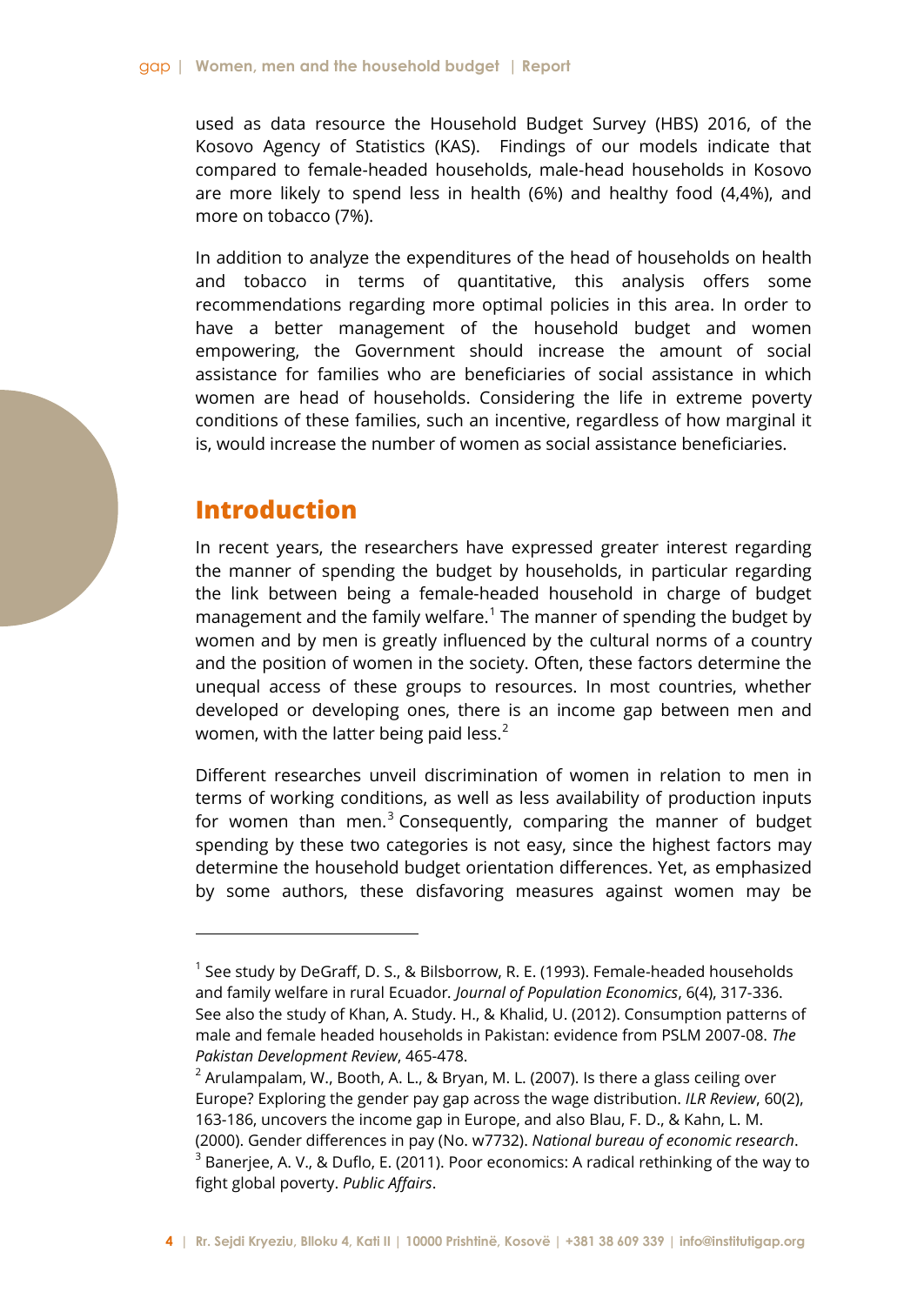used as data resource the Household Budget Survey (HBS) 2016, of the Kosovo Agency of Statistics (KAS). Findings of our models indicate that compared to female-headed households, male-head households in Kosovo are more likely to spend less in health (6%) and healthy food (4,4%), and more on tobacco (7%).

In addition to analyze the expenditures of the head of households on health and tobacco in terms of quantitative, this analysis offers some recommendations regarding more optimal policies in this area. In order to have a better management of the household budget and women empowering, the Government should increase the amount of social assistance for families who are beneficiaries of social assistance in which women are head of households. Considering the life in extreme poverty conditions of these families, such an incentive, regardless of how marginal it is, would increase the number of women as social assistance beneficiaries.

## Introduction

In recent years, the researchers have expressed greater interest regarding the manner of spending the budget by households, in particular regarding the link between being a female-headed household in charge of budget management and the family welfare.[1] The manner of spending the budget by women and by men is greatly influenced by the cultural norms of a country and the position of women in the society. Often, these factors determine the unequal access of these groups to resources. In most countries, whether developed or developing ones, there is an income gap between men and women, with the latter being paid less.[2]

Different researches unveil discrimination of women in relation to men in terms of working conditions, as well as less availability of production inputs for women than men.[3] Consequently, comparing the manner of budget spending by these two categories is not easy, since the highest factors may determine the household budget orientation differences. Yet, as emphasized by some authors, these disfavoring measures against women may be

---

[1] See study by DeGraff, D. S., & Bilsborrow, R. E. (1993). Female-headed households and family welfare in rural Ecuador. *Journal of Population Economics*, 6(4), 317-336. See also the study of Khan, A. Study. H., & Khalid, U. (2012). Consumption patterns of male and female headed households in Pakistan: evidence from PSLM 2007-08. *The Pakistan Development Review*, 465-478.

[2] Arulampalam, W., Booth, A. L., & Bryan, M. L. (2007). Is there a glass ceiling over Europe? Exploring the gender pay gap across the wage distribution. *ILR Review*, 60(2), 163-186, uncovers the income gap in Europe, and also Blau, F. D., & Kahn, L. M. (2000). Gender differences in pay (No. w7732). *National bureau of economic research*.

[3] Banerjee, A. V., & Duflo, E. (2011). Poor economics: A radical rethinking of the way to fight global poverty. *Public Affairs*.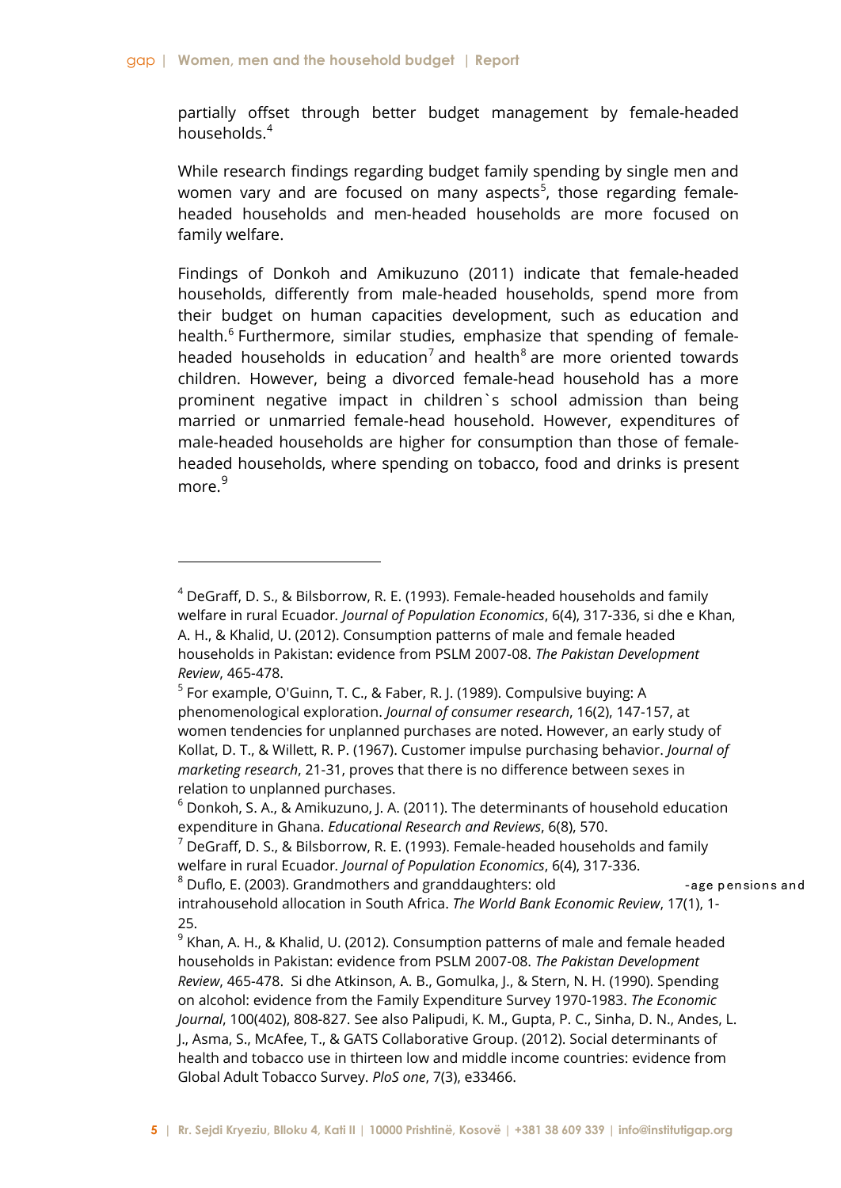partially offset through better budget management by female-headed households.[4]

While research findings regarding budget family spending by single men and women vary and are focused on many aspects[5], those regarding female-headed households and men-headed households are more focused on family welfare.

Findings of Donkoh and Amikuzuno (2011) indicate that female-headed households, differently from male-headed households, spend more from their budget on human capacities development, such as education and health.[6] Furthermore, similar studies, emphasize that spending of female-headed households in education[7] and health[8] are more oriented towards children. However, being a divorced female-head household has a more prominent negative impact in children`s school admission than being married or unmarried female-head household. However, expenditures of male-headed households are higher for consumption than those of female-headed households, where spending on tobacco, food and drinks is present more.[9]

---

[4] DeGraff, D. S., & Bilsborrow, R. E. (1993). Female-headed households and family welfare in rural Ecuador. *Journal of Population Economics*, 6(4), 317-336, si dhe e Khan, A. H., & Khalid, U. (2012). Consumption patterns of male and female headed households in Pakistan: evidence from PSLM 2007-08. *The Pakistan Development Review*, 465-478.

[5] For example, O'Guinn, T. C., & Faber, R. J. (1989). Compulsive buying: A phenomenological exploration. *Journal of consumer research*, 16(2), 147-157, at women tendencies for unplanned purchases are noted. However, an early study of Kollat, D. T., & Willett, R. P. (1967). Customer impulse purchasing behavior. *Journal of marketing research*, 21-31, proves that there is no difference between sexes in relation to unplanned purchases.

[6] Donkoh, S. A., & Amikuzuno, J. A. (2011). The determinants of household education expenditure in Ghana. *Educational Research and Reviews*, 6(8), 570.

[7] DeGraff, D. S., & Bilsborrow, R. E. (1993). Female-headed households and family welfare in rural Ecuador. *Journal of Population Economics*, 6(4), 317-336.

[8] Duflo, E. (2003). Grandmothers and granddaughters: old -age pensions and intrahousehold allocation in South Africa. *The World Bank Economic Review*, 17(1), 1-25.

[9] Khan, A. H., & Khalid, U. (2012). Consumption patterns of male and female headed households in Pakistan: evidence from PSLM 2007-08. *The Pakistan Development Review*, 465-478. Si dhe Atkinson, A. B., Gomulka, J., & Stern, N. H. (1990). Spending on alcohol: evidence from the Family Expenditure Survey 1970-1983. *The Economic Journal*, 100(402), 808-827. See also Palipudi, K. M., Gupta, P. C., Sinha, D. N., Andes, L. J., Asma, S., McAfee, T., & GATS Collaborative Group. (2012). Social determinants of health and tobacco use in thirteen low and middle income countries: evidence from Global Adult Tobacco Survey. *PloS one*, 7(3), e33466.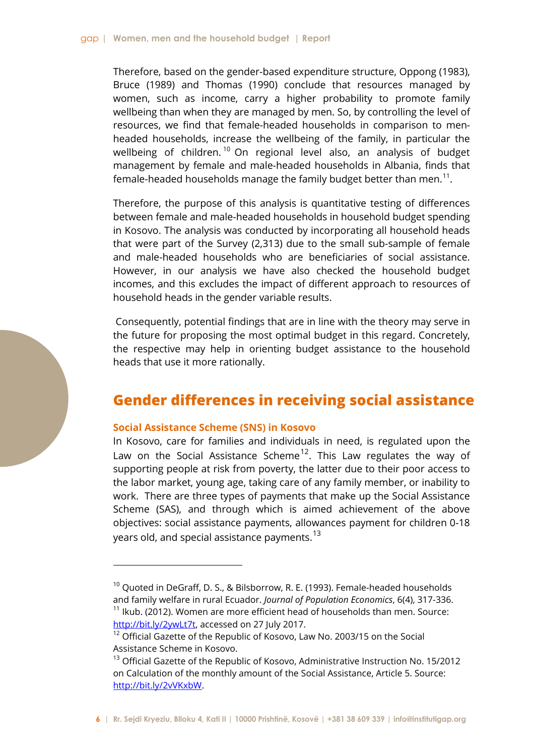Therefore, based on the gender-based expenditure structure, Oppong (1983), Bruce (1989) and Thomas (1990) conclude that resources managed by women, such as income, carry a higher probability to promote family wellbeing than when they are managed by men. So, by controlling the level of resources, we find that female-headed households in comparison to men-headed households, increase the wellbeing of the family, in particular the wellbeing of children.[10] On regional level also, an analysis of budget management by female and male-headed households in Albania, finds that female-headed households manage the family budget better than men.[11].

Therefore, the purpose of this analysis is quantitative testing of differences between female and male-headed households in household budget spending in Kosovo. The analysis was conducted by incorporating all household heads that were part of the Survey (2,313) due to the small sub-sample of female and male-headed households who are beneficiaries of social assistance. However, in our analysis we have also checked the household budget incomes, and this excludes the impact of different approach to resources of household heads in the gender variable results.

Consequently, potential findings that are in line with the theory may serve in the future for proposing the most optimal budget in this regard. Concretely, the respective may help in orienting budget assistance to the household heads that use it more rationally.

## Gender differences in receiving social assistance

### Social Assistance Scheme (SNS) in Kosovo

In Kosovo, care for families and individuals in need, is regulated upon the Law on the Social Assistance Scheme[12]. This Law regulates the way of supporting people at risk from poverty, the latter due to their poor access to the labor market, young age, taking care of any family member, or inability to work. There are three types of payments that make up the Social Assistance Scheme (SAS), and through which is aimed achievement of the above objectives: social assistance payments, allowances payment for children 0-18 years old, and special assistance payments.[13]

---

[10] Quoted in DeGraff, D. S., & Bilsborrow, R. E. (1993). Female-headed households and family welfare in rural Ecuador. *Journal of Population Economics*, 6(4), 317-336.

[11] Ikub. (2012). Women are more efficient head of households than men. Source: http://bit.ly/2ywLt7t, accessed on 27 July 2017.

[12] Official Gazette of the Republic of Kosovo, Law No. 2003/15 on the Social Assistance Scheme in Kosovo.

[13] Official Gazette of the Republic of Kosovo, Administrative Instruction No. 15/2012 on Calculation of the monthly amount of the Social Assistance, Article 5. Source: http://bit.ly/2vVKxbW.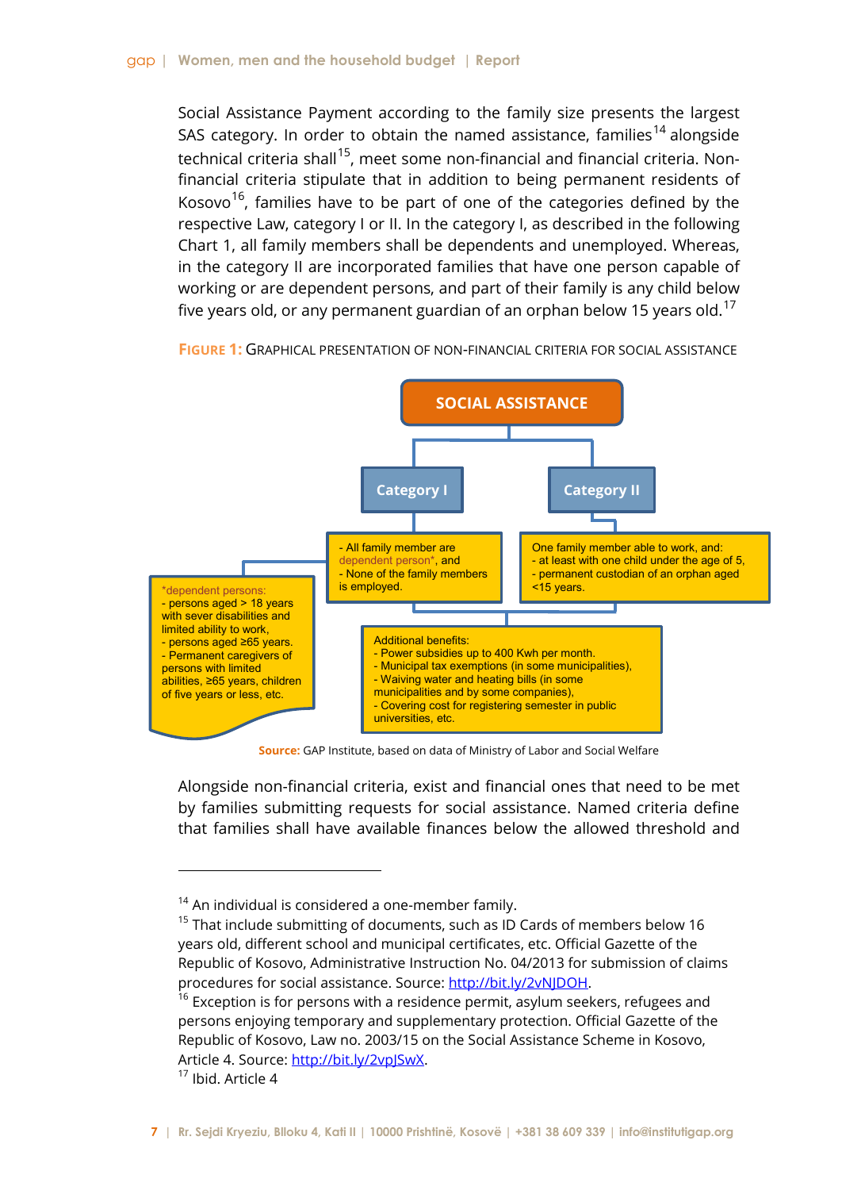Social Assistance Payment according to the family size presents the largest SAS category. In order to obtain the named assistance, families[14] alongside technical criteria shall[15], meet some non-financial and financial criteria. Non-financial criteria stipulate that in addition to being permanent residents of Kosovo[16], families have to be part of one of the categories defined by the respective Law, category I or II. In the category I, as described in the following Chart 1, all family members shall be dependents and unemployed. Whereas, in the category II are incorporated families that have one person capable of working or are dependent persons, and part of their family is any child below five years old, or any permanent guardian of an orphan below 15 years old.[17]

**FIGURE 1:** GRAPHICAL PRESENTATION OF NON-FINANCIAL CRITERIA FOR SOCIAL ASSISTANCE

SOCIAL ASSISTANCE

Category I

- All family member are dependent person*, and
- None of the family members is employed.

Category II

One family member able to work, and:
- at least with one child under the age of 5,
- permanent custodian of an orphan aged <15 years.

*dependent persons:
- persons aged > 18 years with sever disabilities and limited ability to work,
- persons aged ≥65 years.
- Permanent caregivers of persons with limited abilities, ≥65 years, children of five years or less, etc.

Additional benefits:
- Power subsidies up to 400 Kwh per month.
- Municipal tax exemptions (in some municipalities),
- Waiving water and heating bills (in some municipalities and by some companies),
- Covering cost for registering semester in public universities, etc.

**Source:** GAP Institute, based on data of Ministry of Labor and Social Welfare

Alongside non-financial criteria, exist and financial ones that need to be met by families submitting requests for social assistance. Named criteria define that families shall have available finances below the allowed threshold and

---

[14] An individual is considered a one-member family.

[15] That include submitting of documents, such as ID Cards of members below 16 years old, different school and municipal certificates, etc. Official Gazette of the Republic of Kosovo, Administrative Instruction No. 04/2013 for submission of claims procedures for social assistance. Source: http://bit.ly/2vNJDOH.

[16] Exception is for persons with a residence permit, asylum seekers, refugees and persons enjoying temporary and supplementary protection. Official Gazette of the Republic of Kosovo, Law no. 2003/15 on the Social Assistance Scheme in Kosovo, Article 4. Source: http://bit.ly/2vpJSwX.

[17] Ibid. Article 4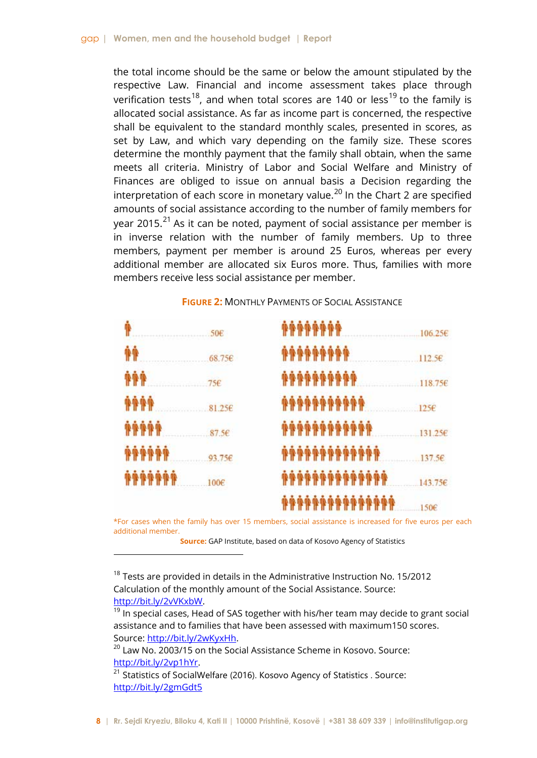the total income should be the same or below the amount stipulated by the respective Law. Financial and income assessment takes place through verification tests[18], and when total scores are 140 or less[19] to the family is allocated social assistance. As far as income part is concerned, the respective shall be equivalent to the standard monthly scales, presented in scores, as set by Law, and which vary depending on the family size. These scores determine the monthly payment that the family shall obtain, when the same meets all criteria. Ministry of Labor and Social Welfare and Ministry of Finances are obliged to issue on annual basis a Decision regarding the interpretation of each score in monetary value.[20] In the Chart 2 are specified amounts of social assistance according to the number of family members for year 2015.[21] As it can be noted, payment of social assistance per member is in inverse relation with the number of family members. Up to three members, payment per member is around 25 Euros, whereas per every additional member are allocated six Euros more. Thus, families with more members receive less social assistance per member.

**FIGURE 2:** MONTHLY PAYMENTS OF SOCIAL ASSISTANCE

| Family members | Monthly payment |
|---|---|
| 1 | 50€ |
| 2 | 68.75€ |
| 3 | 75€ |
| 4 | 81.25€ |
| 5 | 87.5€ |
| 6 | 93.75€ |
| 7 | 100€ |
| 8 | 106.25€ |
| 9 | 112.5€ |
| 10 | 118.75€ |
| 11 | 125€ |
| 12 | 131.25€ |
| 13 | 137.5€ |
| 14 | 143.75€ |
| 15 | 150€ |

*For cases when the family has over 15 members, social assistance is increased for five euros per each additional member.

**Source:** GAP Institute, based on data of Kosovo Agency of Statistics

---

[18] Tests are provided in details in the Administrative Instruction No. 15/2012 Calculation of the monthly amount of the Social Assistance. Source: http://bit.ly/2vVKxbW.

[19] In special cases, Head of SAS together with his/her team may decide to grant social assistance and to families that have been assessed with maximum150 scores. Source: http://bit.ly/2wKyxHh.

[20] Law No. 2003/15 on the Social Assistance Scheme in Kosovo. Source: http://bit.ly/2vp1hYr.

[21] Statistics of SocialWelfare (2016). Kosovo Agency of Statistics . Source: http://bit.ly/2gmGdt5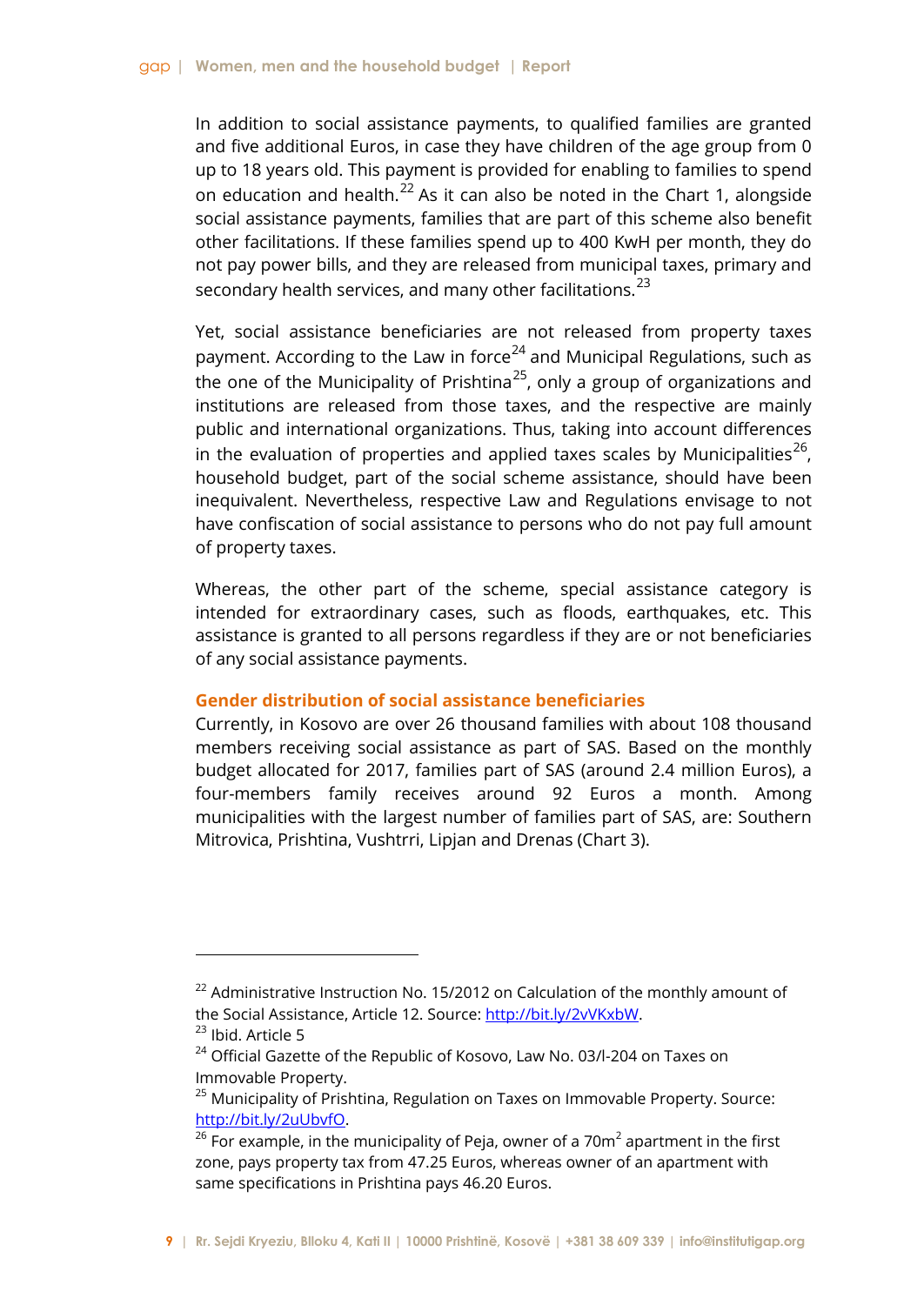In addition to social assistance payments, to qualified families are granted and five additional Euros, in case they have children of the age group from 0 up to 18 years old. This payment is provided for enabling to families to spend on education and health.[22] As it can also be noted in the Chart 1, alongside social assistance payments, families that are part of this scheme also benefit other facilitations. If these families spend up to 400 KwH per month, they do not pay power bills, and they are released from municipal taxes, primary and secondary health services, and many other facilitations.[23]

Yet, social assistance beneficiaries are not released from property taxes payment. According to the Law in force[24] and Municipal Regulations, such as the one of the Municipality of Prishtina[25], only a group of organizations and institutions are released from those taxes, and the respective are mainly public and international organizations. Thus, taking into account differences in the evaluation of properties and applied taxes scales by Municipalities[26], household budget, part of the social scheme assistance, should have been inequivalent. Nevertheless, respective Law and Regulations envisage to not have confiscation of social assistance to persons who do not pay full amount of property taxes.

Whereas, the other part of the scheme, special assistance category is intended for extraordinary cases, such as floods, earthquakes, etc. This assistance is granted to all persons regardless if they are or not beneficiaries of any social assistance payments.

## Gender distribution of social assistance beneficiaries

Currently, in Kosovo are over 26 thousand families with about 108 thousand members receiving social assistance as part of SAS. Based on the monthly budget allocated for 2017, families part of SAS (around 2.4 million Euros), a four-members family receives around 92 Euros a month. Among municipalities with the largest number of families part of SAS, are: Southern Mitrovica, Prishtina, Vushtrri, Lipjan and Drenas (Chart 3).

---

[22] Administrative Instruction No. 15/2012 on Calculation of the monthly amount of the Social Assistance, Article 12. Source: http://bit.ly/2vVKxbW.

[23] Ibid. Article 5

[24] Official Gazette of the Republic of Kosovo, Law No. 03/l-204 on Taxes on Immovable Property.

[25] Municipality of Prishtina, Regulation on Taxes on Immovable Property. Source: http://bit.ly/2uUbvfO.

[26] For example, in the municipality of Peja, owner of a 70m$^2$ apartment in the first zone, pays property tax from 47.25 Euros, whereas owner of an apartment with same specifications in Prishtina pays 46.20 Euros.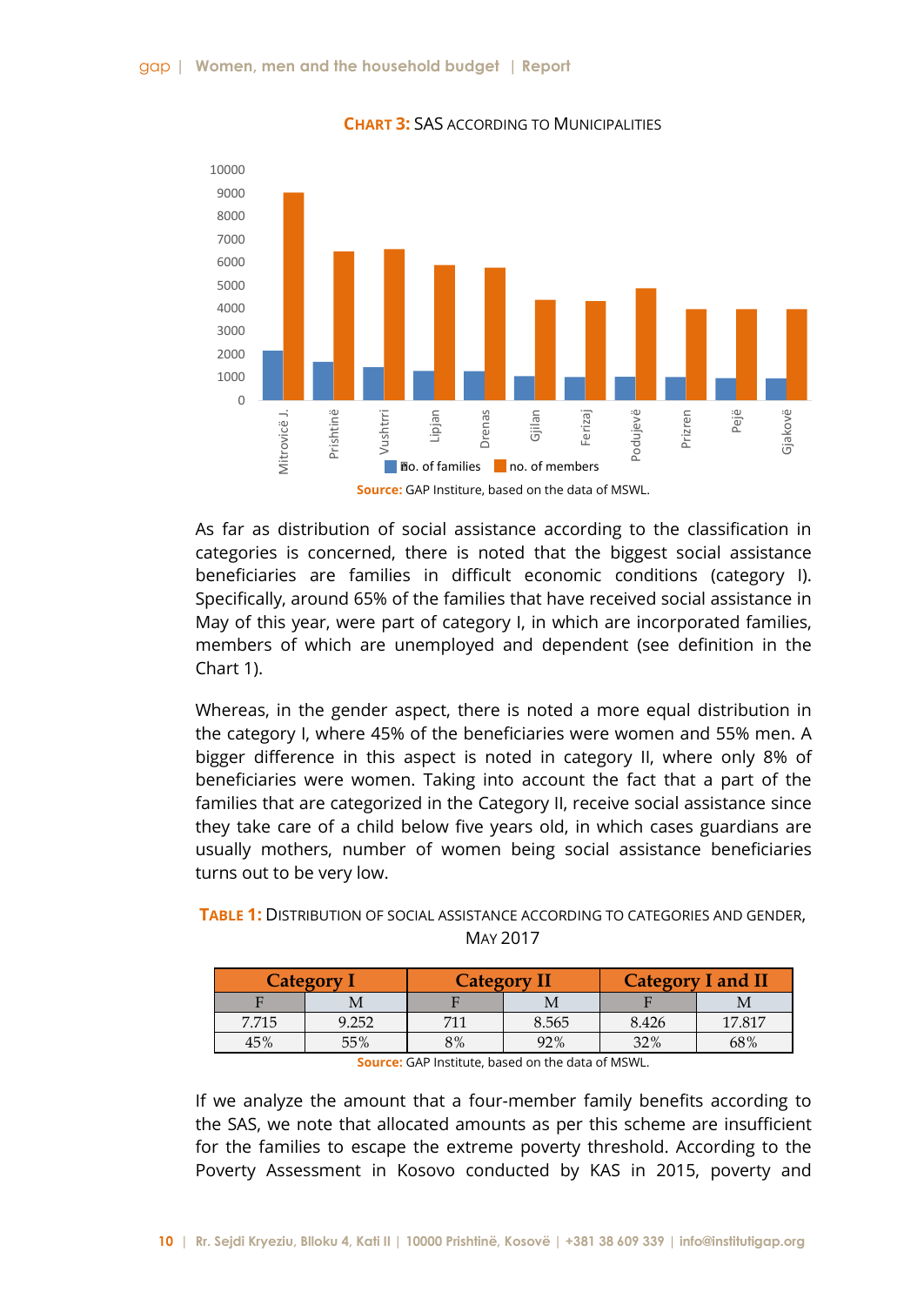**CHART 3:** SAS ACCORDING TO MUNICIPALITIES

**Source:** GAP Institure, based on the data of MSWL.

As far as distribution of social assistance according to the classification in categories is concerned, there is noted that the biggest social assistance beneficiaries are families in difficult economic conditions (category I). Specifically, around 65% of the families that have received social assistance in May of this year, were part of category I, in which are incorporated families, members of which are unemployed and dependent (see definition in the Chart 1).

Whereas, in the gender aspect, there is noted a more equal distribution in the category I, where 45% of the beneficiaries were women and 55% men. A bigger difference in this aspect is noted in category II, where only 8% of beneficiaries were women. Taking into account the fact that a part of the families that are categorized in the Category II, receive social assistance since they take care of a child below five years old, in which cases guardians are usually mothers, number of women being social assistance beneficiaries turns out to be very low.

**TABLE 1:** DISTRIBUTION OF SOCIAL ASSISTANCE ACCORDING TO CATEGORIES AND GENDER, MAY 2017

| Category I | | Category II | | Category I and II | |
|---|---|---|---|---|---|
| F | M | F | M | F | M |
| 7.715 | 9.252 | 711 | 8.565 | 8.426 | 17.817 |
| 45% | 55% | 8% | 92% | 32% | 68% |

**Source:** GAP Institute, based on the data of MSWL.

If we analyze the amount that a four-member family benefits according to the SAS, we note that allocated amounts as per this scheme are insufficient for the families to escape the extreme poverty threshold. According to the Poverty Assessment in Kosovo conducted by KAS in 2015, poverty and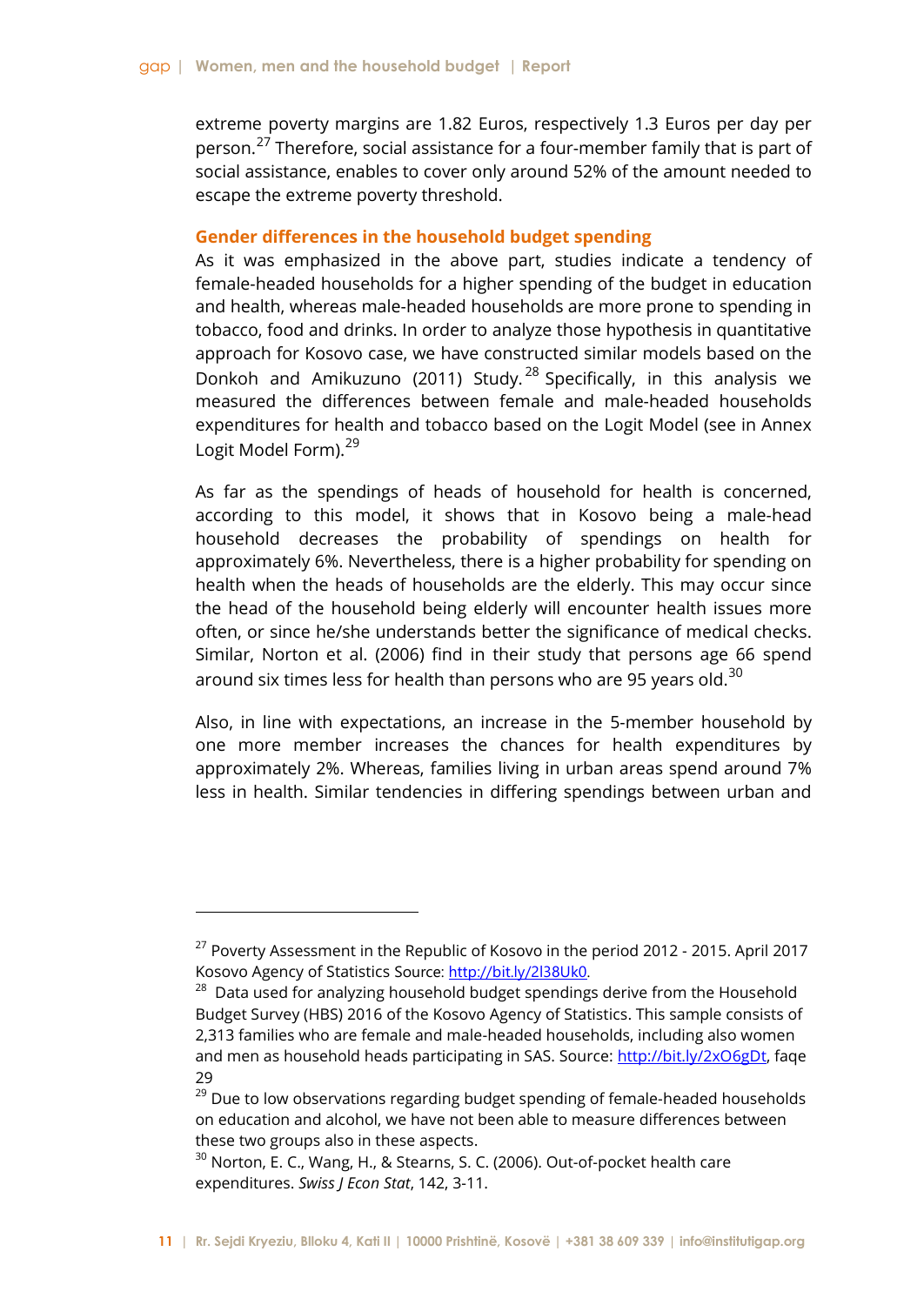extreme poverty margins are 1.82 Euros, respectively 1.3 Euros per day per person.[27] Therefore, social assistance for a four-member family that is part of social assistance, enables to cover only around 52% of the amount needed to escape the extreme poverty threshold.

### Gender differences in the household budget spending

As it was emphasized in the above part, studies indicate a tendency of female-headed households for a higher spending of the budget in education and health, whereas male-headed households are more prone to spending in tobacco, food and drinks. In order to analyze those hypothesis in quantitative approach for Kosovo case, we have constructed similar models based on the Donkoh and Amikuzuno (2011) Study.[28] Specifically, in this analysis we measured the differences between female and male-headed households expenditures for health and tobacco based on the Logit Model (see in Annex Logit Model Form).[29]

As far as the spendings of heads of household for health is concerned, according to this model, it shows that in Kosovo being a male-head household decreases the probability of spendings on health for approximately 6%. Nevertheless, there is a higher probability for spending on health when the heads of households are the elderly. This may occur since the head of the household being elderly will encounter health issues more often, or since he/she understands better the significance of medical checks. Similar, Norton et al. (2006) find in their study that persons age 66 spend around six times less for health than persons who are 95 years old.[30]

Also, in line with expectations, an increase in the 5-member household by one more member increases the chances for health expenditures by approximately 2%. Whereas, families living in urban areas spend around 7% less in health. Similar tendencies in differing spendings between urban and

---

[27] Poverty Assessment in the Republic of Kosovo in the period 2012 - 2015. April 2017 Kosovo Agency of Statistics Source: http://bit.ly/2l38Uk0.

[28] Data used for analyzing household budget spendings derive from the Household Budget Survey (HBS) 2016 of the Kosovo Agency of Statistics. This sample consists of 2,313 families who are female and male-headed households, including also women and men as household heads participating in SAS. Source: http://bit.ly/2xO6gDt, faqe 29

[29] Due to low observations regarding budget spending of female-headed households on education and alcohol, we have not been able to measure differences between these two groups also in these aspects.

[30] Norton, E. C., Wang, H., & Stearns, S. C. (2006). Out-of-pocket health care expenditures. *Swiss J Econ Stat*, 142, 3-11.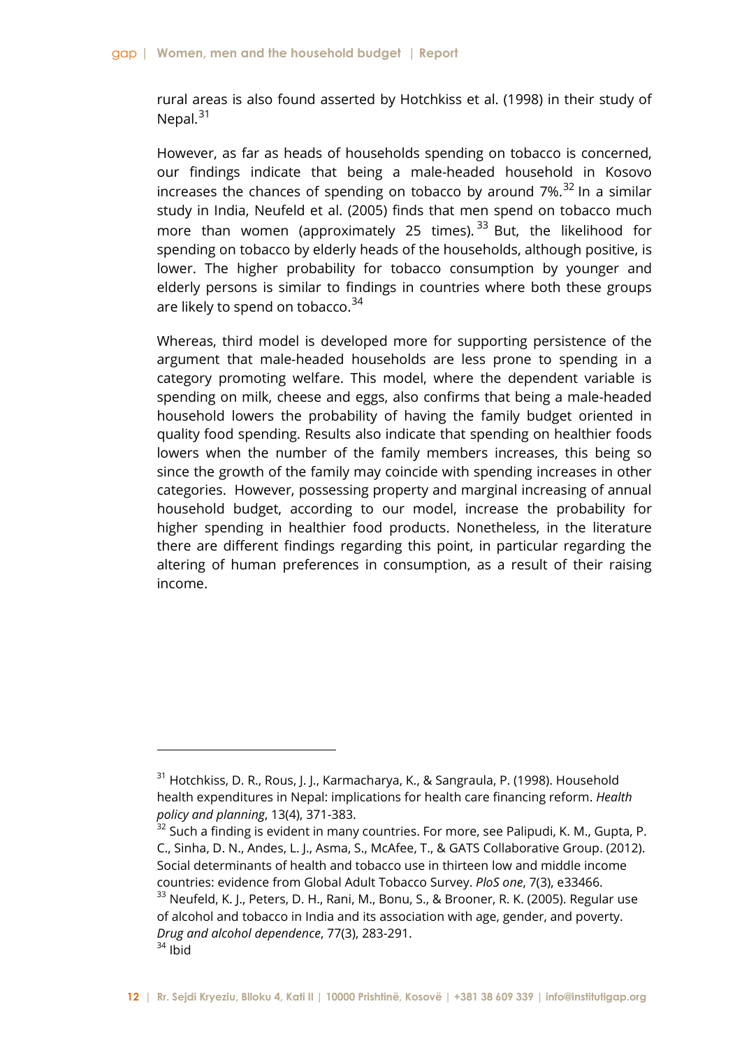rural areas is also found asserted by Hotchkiss et al. (1998) in their study of Nepal.[31]

However, as far as heads of households spending on tobacco is concerned, our findings indicate that being a male-headed household in Kosovo increases the chances of spending on tobacco by around 7%.[32] In a similar study in India, Neufeld et al. (2005) finds that men spend on tobacco much more than women (approximately 25 times).[33] But, the likelihood for spending on tobacco by elderly heads of the households, although positive, is lower. The higher probability for tobacco consumption by younger and elderly persons is similar to findings in countries where both these groups are likely to spend on tobacco.[34]

Whereas, third model is developed more for supporting persistence of the argument that male-headed households are less prone to spending in a category promoting welfare. This model, where the dependent variable is spending on milk, cheese and eggs, also confirms that being a male-headed household lowers the probability of having the family budget oriented in quality food spending. Results also indicate that spending on healthier foods lowers when the number of the family members increases, this being so since the growth of the family may coincide with spending increases in other categories. However, possessing property and marginal increasing of annual household budget, according to our model, increase the probability for higher spending in healthier food products. Nonetheless, in the literature there are different findings regarding this point, in particular regarding the altering of human preferences in consumption, as a result of their raising income.

---

[31] Hotchkiss, D. R., Rous, J. J., Karmacharya, K., & Sangraula, P. (1998). Household health expenditures in Nepal: implications for health care financing reform. *Health policy and planning*, 13(4), 371-383.

[32] Such a finding is evident in many countries. For more, see Palipudi, K. M., Gupta, P. C., Sinha, D. N., Andes, L. J., Asma, S., McAfee, T., & GATS Collaborative Group. (2012). Social determinants of health and tobacco use in thirteen low and middle income countries: evidence from Global Adult Tobacco Survey. *PloS one*, 7(3), e33466.

[33] Neufeld, K. J., Peters, D. H., Rani, M., Bonu, S., & Brooner, R. K. (2005). Regular use of alcohol and tobacco in India and its association with age, gender, and poverty. *Drug and alcohol dependence*, 77(3), 283-291.

[34] Ibid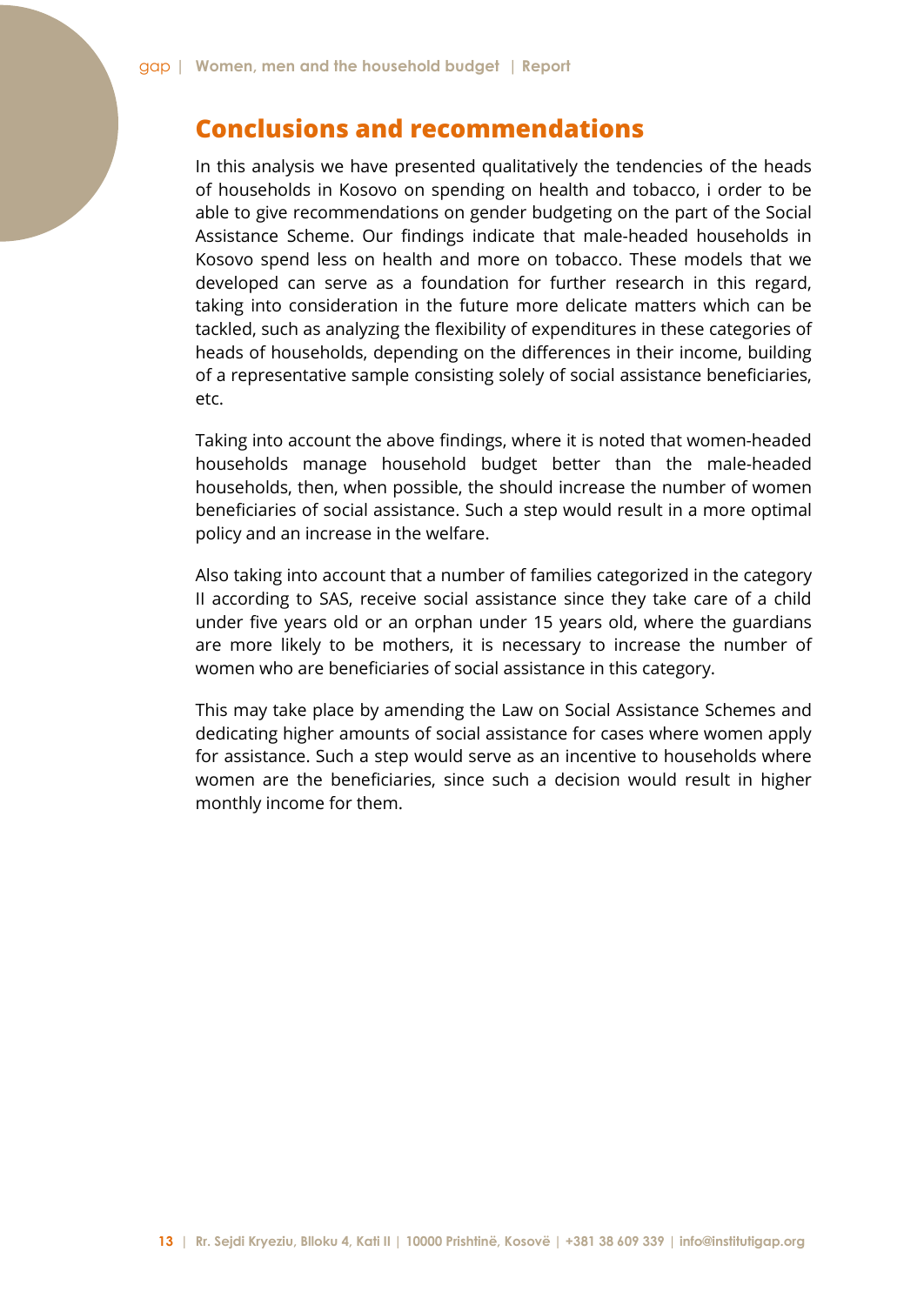## Conclusions and recommendations

In this analysis we have presented qualitatively the tendencies of the heads of households in Kosovo on spending on health and tobacco, i order to be able to give recommendations on gender budgeting on the part of the Social Assistance Scheme. Our findings indicate that male-headed households in Kosovo spend less on health and more on tobacco. These models that we developed can serve as a foundation for further research in this regard, taking into consideration in the future more delicate matters which can be tackled, such as analyzing the flexibility of expenditures in these categories of heads of households, depending on the differences in their income, building of a representative sample consisting solely of social assistance beneficiaries, etc.

Taking into account the above findings, where it is noted that women-headed households manage household budget better than the male-headed households, then, when possible, the should increase the number of women beneficiaries of social assistance. Such a step would result in a more optimal policy and an increase in the welfare.

Also taking into account that a number of families categorized in the category II according to SAS, receive social assistance since they take care of a child under five years old or an orphan under 15 years old, where the guardians are more likely to be mothers, it is necessary to increase the number of women who are beneficiaries of social assistance in this category.

This may take place by amending the Law on Social Assistance Schemes and dedicating higher amounts of social assistance for cases where women apply for assistance. Such a step would serve as an incentive to households where women are the beneficiaries, since such a decision would result in higher monthly income for them.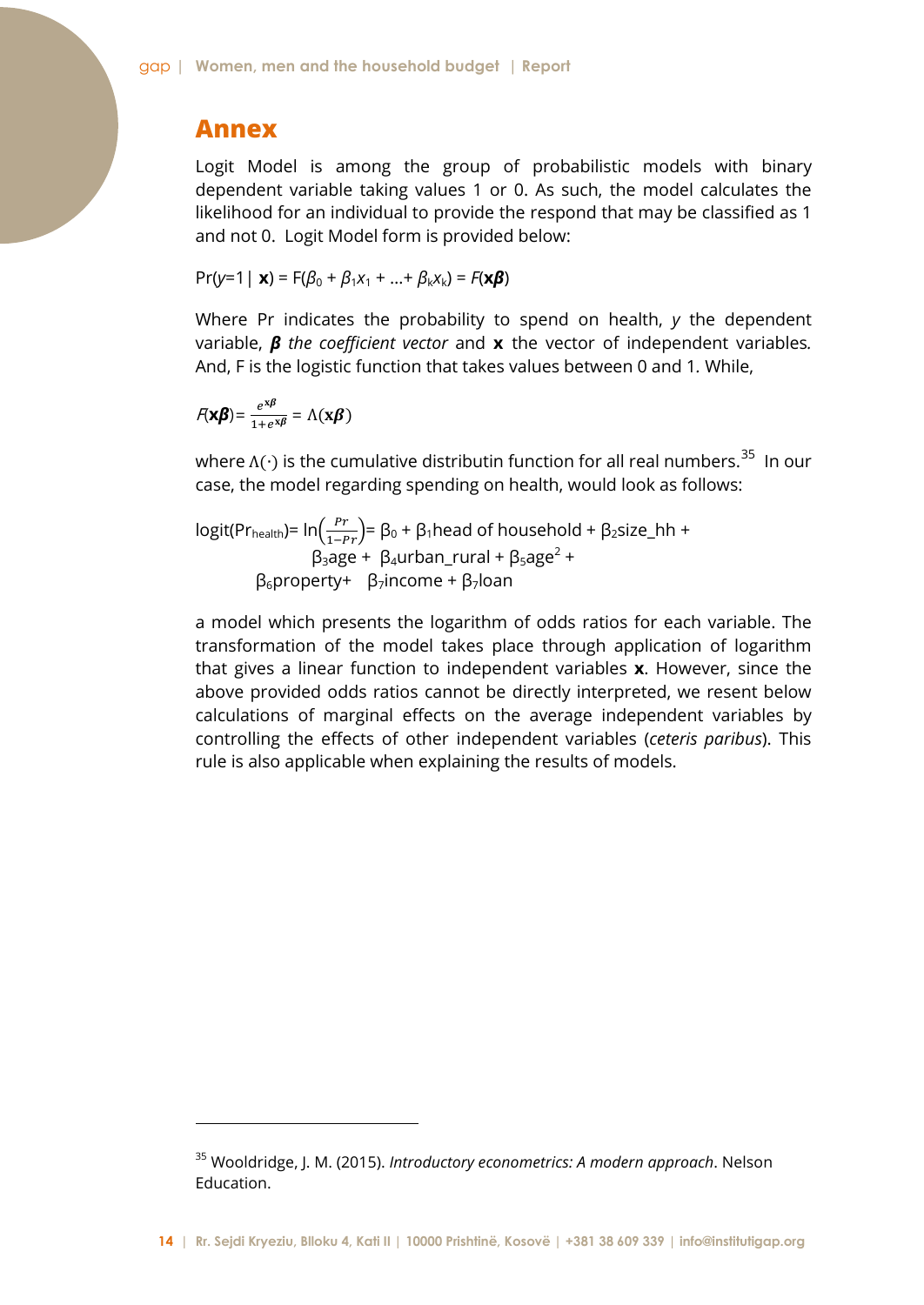# Annex

Logit Model is among the group of probabilistic models with binary dependent variable taking values 1 or 0. As such, the model calculates the likelihood for an individual to provide the respond that may be classified as 1 and not 0. Logit Model form is provided below:

$$\Pr(y=1 \mid \mathbf{x}) = F(\beta_0 + \beta_1 x_1 + \ldots + \beta_k x_k) = F(\mathbf{x}\boldsymbol{\beta})$$

Where Pr indicates the probability to spend on health, $y$ the dependent variable, $\boldsymbol{\beta}$ *the coefficient vector* and $\mathbf{x}$ the vector of independent variables. And, F is the logistic function that takes values between 0 and 1. While,

$$F(\mathbf{x}\boldsymbol{\beta}) = \frac{e^{x\beta}}{1+e^{x\beta}} = \Lambda(\mathbf{x}\boldsymbol{\beta})$$

where $\Lambda(\cdot)$ is the cumulative distributin function for all real numbers.[35] In our case, the model regarding spending on health, would look as follows:

$$\text{logit}(\Pr_{\text{health}}) = \ln\left(\frac{Pr}{1-Pr}\right) = \beta_0 + \beta_1\text{head of household} + \beta_2\text{size\_hh} + \beta_3\text{age} + \beta_4\text{urban\_rural} + \beta_5\text{age}^2 + \beta_6\text{property} + \beta_7\text{income} + \beta_7\text{loan}$$

a model which presents the logarithm of odds ratios for each variable. The transformation of the model takes place through application of logarithm that gives a linear function to independent variables **x**. However, since the above provided odds ratios cannot be directly interpreted, we resent below calculations of marginal effects on the average independent variables by controlling the effects of other independent variables (*ceteris paribus*). This rule is also applicable when explaining the results of models.

---

[35] Wooldridge, J. M. (2015). *Introductory econometrics: A modern approach*. Nelson Education.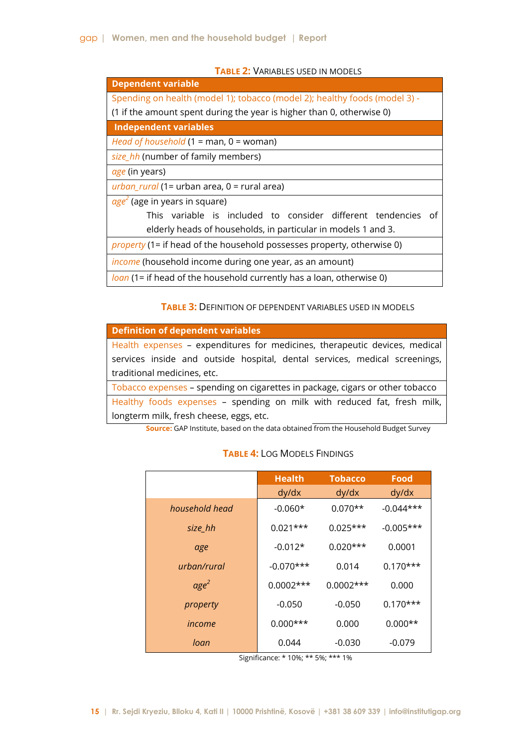**TABLE 2:** VARIABLES USED IN MODELS

| **Dependent variable** |
|---|
| Spending on health (model 1); tobacco (model 2); healthy foods (model 3) - (1 if the amount spent during the year is higher than 0, otherwise 0) |
| **Independent variables** |
| *Head of household* (1 = man, 0 = woman) |
| *size_hh* (number of family members) |
| *age* (in years) |
| *urban_rural* (1= urban area, 0 = rural area) |
| *age²* (age in years in square) This variable is included to consider different tendencies of elderly heads of households, in particular in models 1 and 3. |
| *property* (1= if head of the household possesses property, otherwise 0) |
| *income* (household income during one year, as an amount) |
| *loan* (1= if head of the household currently has a loan, otherwise 0) |

**TABLE 3:** DEFINITION OF DEPENDENT VARIABLES USED IN MODELS

| **Definition of dependent variables** |
|---|
| Health expenses – expenditures for medicines, therapeutic devices, medical services inside and outside hospital, dental services, medical screenings, traditional medicines, etc. |
| Tobacco expenses – spending on cigarettes in package, cigars or other tobacco |
| Healthy foods expenses – spending on milk with reduced fat, fresh milk, longterm milk, fresh cheese, eggs, etc. |

**Source:** GAP Institute, based on the data obtained from the Household Budget Survey

**TABLE 4:** LOG MODELS FINDINGS

| | **Health** | **Tobacco** | **Food** |
|---|---|---|---|
| | dy/dx | dy/dx | dy/dx |
| *household head* | -0.060* | 0.070** | -0.044*** |
| *size_hh* | 0.021*** | 0.025*** | -0.005*** |
| *age* | -0.012* | 0.020*** | 0.0001 |
| *urban/rural* | -0.070*** | 0.014 | 0.170*** |
| *age²* | 0.0002*** | 0.0002*** | 0.000 |
| *property* | -0.050 | -0.050 | 0.170*** |
| *income* | 0.000*** | 0.000 | 0.000** |
| *loan* | 0.044 | -0.030 | -0.079 |

Significance: * 10%; ** 5%; *** 1%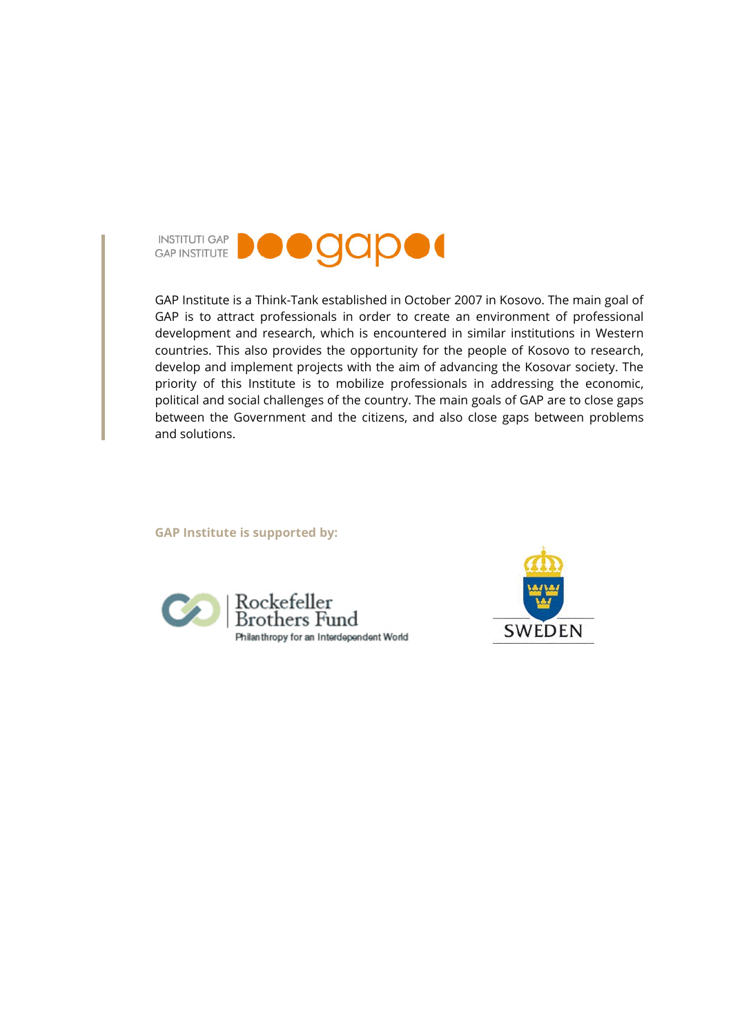INSTITUTI GAP
GAP INSTITUTE

GAP Institute is a Think-Tank established in October 2007 in Kosovo. The main goal of GAP is to attract professionals in order to create an environment of professional development and research, which is encountered in similar institutions in Western countries. This also provides the opportunity for the people of Kosovo to research, develop and implement projects with the aim of advancing the Kosovar society. The priority of this Institute is to mobilize professionals in addressing the economic, political and social challenges of the country. The main goals of GAP are to close gaps between the Government and the citizens, and also close gaps between problems and solutions.

**GAP Institute is supported by:**

Rockefeller Brothers Fund
Philanthropy for an Interdependent World

SWEDEN